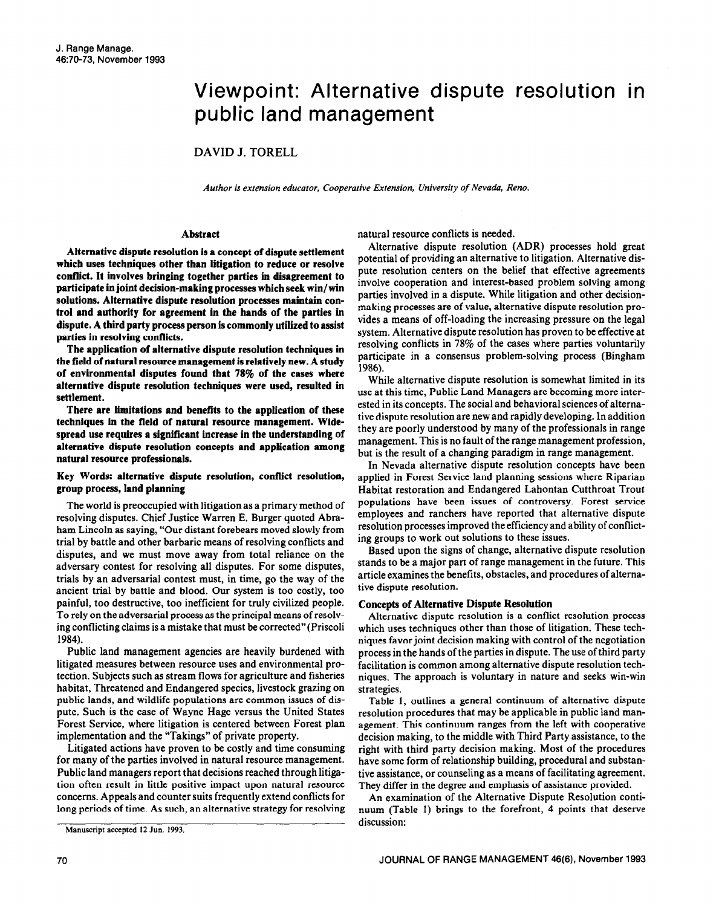# Viewpoint: Alternative dispute resolution in public land management

DAVID J. TORELL

*Author is extension educator, Cooperative Extension, University of Nevada, Reno.*

## Abstract

**Alternative dispute resolution is a concept of dispute settlement which uses techniques other than litigation to reduce or resolve conflict. It involves bringing together parties in disagreement to participate in joint decision-making processes which seek win/win solutions. Alternative dispute resolution processes maintain control and authority for agreement in the hands of the parties in dispute. A third party process person is commonly utilized to assist parties in resolving conflicts.**

**The application of alternative dispute resolution techniques in the field of natural resource management is relatively new. A study of environmental disputes found that 78% of the cases where alternative dispute resolution techniques were used, resulted in settlement.**

**There are limitations and benefits to the application of these techniques in the field of natural resource management. Widespread use requires a significant increase in the understanding of alternative dispute resolution concepts and application among natural resource professionals.**

**Key Words: alternative dispute resolution, conflict resolution, group process, land planning**

The world is preoccupied with litigation as a primary method of resolving disputes. Chief Justice Warren E. Burger quoted Abraham Lincoln as saying, "Our distant forebears moved slowly from trial by battle and other barbaric means of resolving conflicts and disputes, and we must move away from total reliance on the adversary contest for resolving all disputes. For some disputes, trials by an adversarial contest must, in time, go the way of the ancient trial by battle and blood. Our system is too costly, too painful, too destructive, too inefficient for truly civilized people. To rely on the adversarial process as the principal means of resolving conflicting claims is a mistake that must be corrected" (Priscoli 1984).

Public land management agencies are heavily burdened with litigated measures between resource uses and environmental protection. Subjects such as stream flows for agriculture and fisheries habitat, Threatened and Endangered species, livestock grazing on public lands, and wildlife populations are common issues of dispute. Such is the case of Wayne Hage versus the United States Forest Service, where litigation is centered between Forest plan implementation and the "Takings" of private property.

Litigated actions have proven to be costly and time consuming for many of the parties involved in natural resource management. Public land managers report that decisions reached through litigation often result in little positive impact upon natural resource concerns. Appeals and counter suits frequently extend conflicts for long periods of time. As such, an alternative strategy for resolving natural resource conflicts is needed.

Alternative dispute resolution (ADR) processes hold great potential of providing an alternative to litigation. Alternative dispute resolution centers on the belief that effective agreements involve cooperation and interest-based problem solving among parties involved in a dispute. While litigation and other decision-making processes are of value, alternative dispute resolution provides a means of off-loading the increasing pressure on the legal system. Alternative dispute resolution has proven to be effective at resolving conflicts in 78% of the cases where parties voluntarily participate in a consensus problem-solving process (Bingham 1986).

While alternative dispute resolution is somewhat limited in its use at this time, Public Land Managers are becoming more interested in its concepts. The social and behavioral sciences of alternative dispute resolution are new and rapidly developing. In addition they are poorly understood by many of the professionals in range management. This is no fault of the range management profession, but is the result of a changing paradigm in range management.

In Nevada alternative dispute resolution concepts have been applied in Forest Service land planning sessions where Riparian Habitat restoration and Endangered Lahontan Cutthroat Trout populations have been issues of controversy. Forest service employees and ranchers have reported that alternative dispute resolution processes improved the efficiency and ability of conflicting groups to work out solutions to these issues.

Based upon the signs of change, alternative dispute resolution stands to be a major part of range management in the future. This article examines the benefits, obstacles, and procedures of alternative dispute resolution.

### Concepts of Alternative Dispute Resolution

Alternative dispute resolution is a conflict resolution process which uses techniques other than those of litigation. These techniques favor joint decision making with control of the negotiation process in the hands of the parties in dispute. The use of third party facilitation is common among alternative dispute resolution techniques. The approach is voluntary in nature and seeks win-win strategies.

Table 1, outlines a general continuum of alternative dispute resolution procedures that may be applicable in public land management. This continuum ranges from the left with cooperative decision making, to the middle with Third Party assistance, to the right with third party decision making. Most of the procedures have some form of relationship building, procedural and substantive assistance, or counseling as a means of facilitating agreement. They differ in the degree and emphasis of assistance provided.

An examination of the Alternative Dispute Resolution continuum (Table 1) brings to the forefront, 4 points that deserve discussion:

Manuscript accepted 12 Jun. 1993.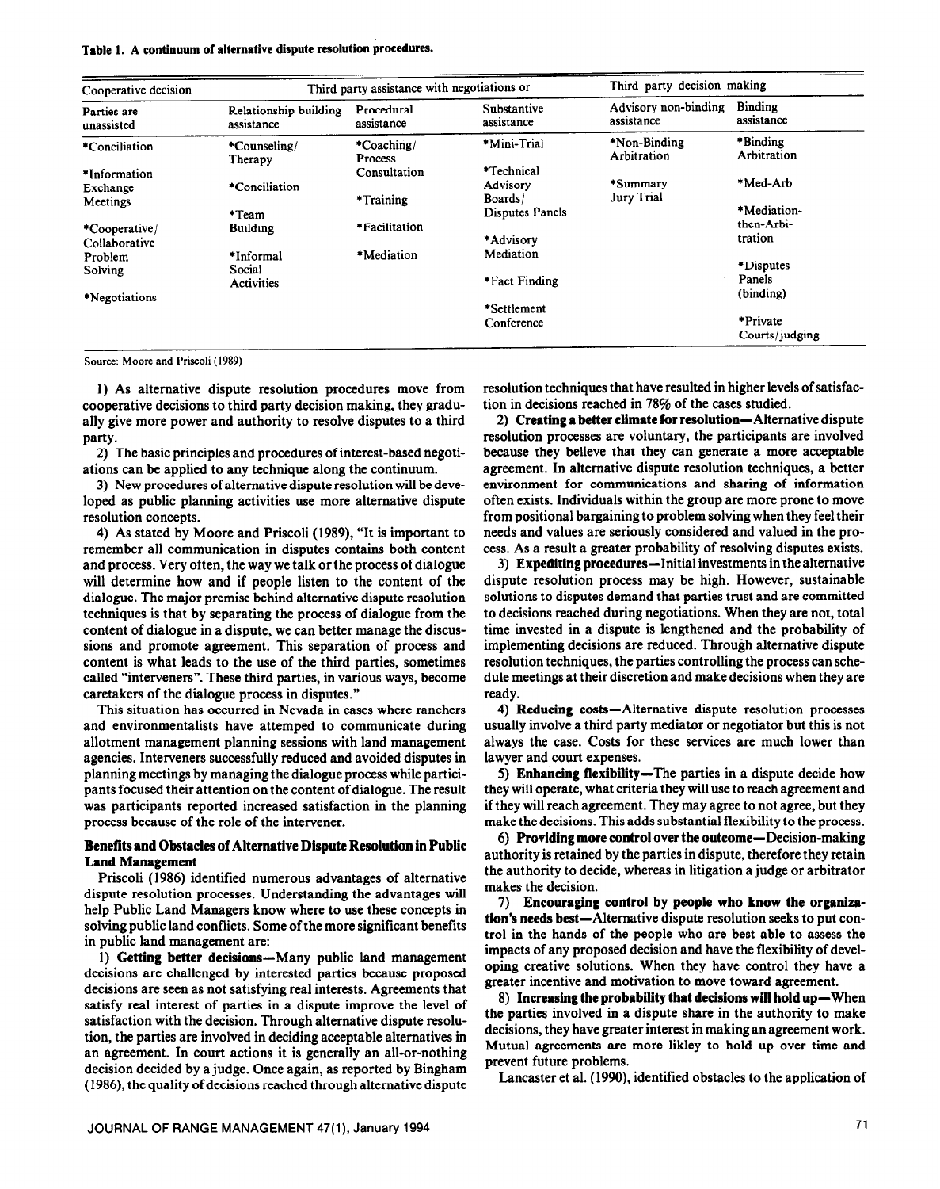**Table 1. A continuum of alternative dispute resolution procedures.**

| Cooperative decision | Third party assistance with negotiations or | | | Third party decision making | |
|---|---|---|---|---|---|
| Parties are unassisted | Relationship building assistance | Procedural assistance | Substantive assistance | Advisory non-binding assistance | Binding assistance |
| *Conciliation<br>*Information Exchange Meetings<br>*Cooperative/ Collaborative Problem Solving<br>*Negotiations | *Counseling/ Therapy<br>*Conciliation<br>*Team Building<br>*Informal Social Activities | *Coaching/ Process Consultation<br>*Training<br>*Facilitation<br>*Mediation | *Mini-Trial<br>*Technical Advisory Boards/ Disputes Panels<br>*Advisory Mediation<br>*Fact Finding<br>*Settlement Conference | *Non-Binding Arbitration<br>*Summary Jury Trial | *Binding Arbitration<br>*Med-Arb<br>*Mediation-then-Arbitration<br>*Disputes Panels (binding)<br>*Private Courts/judging |

Source: Moore and Priscoli (1989)

1) As alternative dispute resolution procedures move from cooperative decisions to third party decision making, they gradually give more power and authority to resolve disputes to a third party.

2) The basic principles and procedures of interest-based negotiations can be applied to any technique along the continuum.

3) New procedures of alternative dispute resolution will be developed as public planning activities use more alternative dispute resolution concepts.

4) As stated by Moore and Priscoli (1989), "It is important to remember all communication in disputes contains both content and process. Very often, the way we talk or the process of dialogue will determine how and if people listen to the content of the dialogue. The major premise behind alternative dispute resolution techniques is that by separating the process of dialogue from the content of dialogue in a dispute, we can better manage the discussions and promote agreement. This separation of process and content is what leads to the use of the third parties, sometimes called "interveners". These third parties, in various ways, become caretakers of the dialogue process in disputes."

This situation has occurred in Nevada in cases where ranchers and environmentalists have attemped to communicate during allotment management planning sessions with land management agencies. Interveners successfully reduced and avoided disputes in planning meetings by managing the dialogue process while participants focused their attention on the content of dialogue. The result was participants reported increased satisfaction in the planning process because of the role of the intervener.

### Benefits and Obstacles of Alternative Dispute Resolution in Public Land Management

Priscoli (1986) identified numerous advantages of alternative dispute resolution processes. Understanding the advantages will help Public Land Managers know where to use these concepts in solving public land conflicts. Some of the more significant benefits in public land management are:

1) **Getting better decisions**—Many public land management decisions are challenged by interested parties because proposed decisions are seen as not satisfying real interests. Agreements that satisfy real interest of parties in a dispute improve the level of satisfaction with the decision. Through alternative dispute resolution, the parties are involved in deciding acceptable alternatives in an agreement. In court actions it is generally an all-or-nothing decision decided by a judge. Once again, as reported by Bingham (1986), the quality of decisions reached through alternative dispute resolution techniques that have resulted in higher levels of satisfaction in decisions reached in 78% of the cases studied.

2) **Creating a better climate for resolution**—Alternative dispute resolution processes are voluntary, the participants are involved because they believe that they can generate a more acceptable agreement. In alternative dispute resolution techniques, a better environment for communications and sharing of information often exists. Individuals within the group are more prone to move from positional bargaining to problem solving when they feel their needs and values are seriously considered and valued in the process. As a result a greater probability of resolving disputes exists.

3) **Expediting procedures**—Initial investments in the alternative dispute resolution process may be high. However, sustainable solutions to disputes demand that parties trust and are committed to decisions reached during negotiations. When they are not, total time invested in a dispute is lengthened and the probability of implementing decisions are reduced. Through alternative dispute resolution techniques, the parties controlling the process can schedule meetings at their discretion and make decisions when they are ready.

4) **Reducing costs**—Alternative dispute resolution processes usually involve a third party mediator or negotiator but this is not always the case. Costs for these services are much lower than lawyer and court expenses.

5) **Enhancing flexibility**—The parties in a dispute decide how they will operate, what criteria they will use to reach agreement and if they will reach agreement. They may agree to not agree, but they make the decisions. This adds substantial flexibility to the process.

6) **Providing more control over the outcome**—Decision-making authority is retained by the parties in dispute, therefore they retain the authority to decide, whereas in litigation a judge or arbitrator makes the decision.

7) **Encouraging control by people who know the organization's needs best**—Alternative dispute resolution seeks to put control in the hands of the people who are best able to assess the impacts of any proposed decision and have the flexibility of developing creative solutions. When they have control they have a greater incentive and motivation to move toward agreement.

8) **Increasing the probability that decisions will hold up**—When the parties involved in a dispute share in the authority to make decisions, they have greater interest in making an agreement work. Mutual agreements are more likley to hold up over time and prevent future problems.

Lancaster et al. (1990), identified obstacles to the application of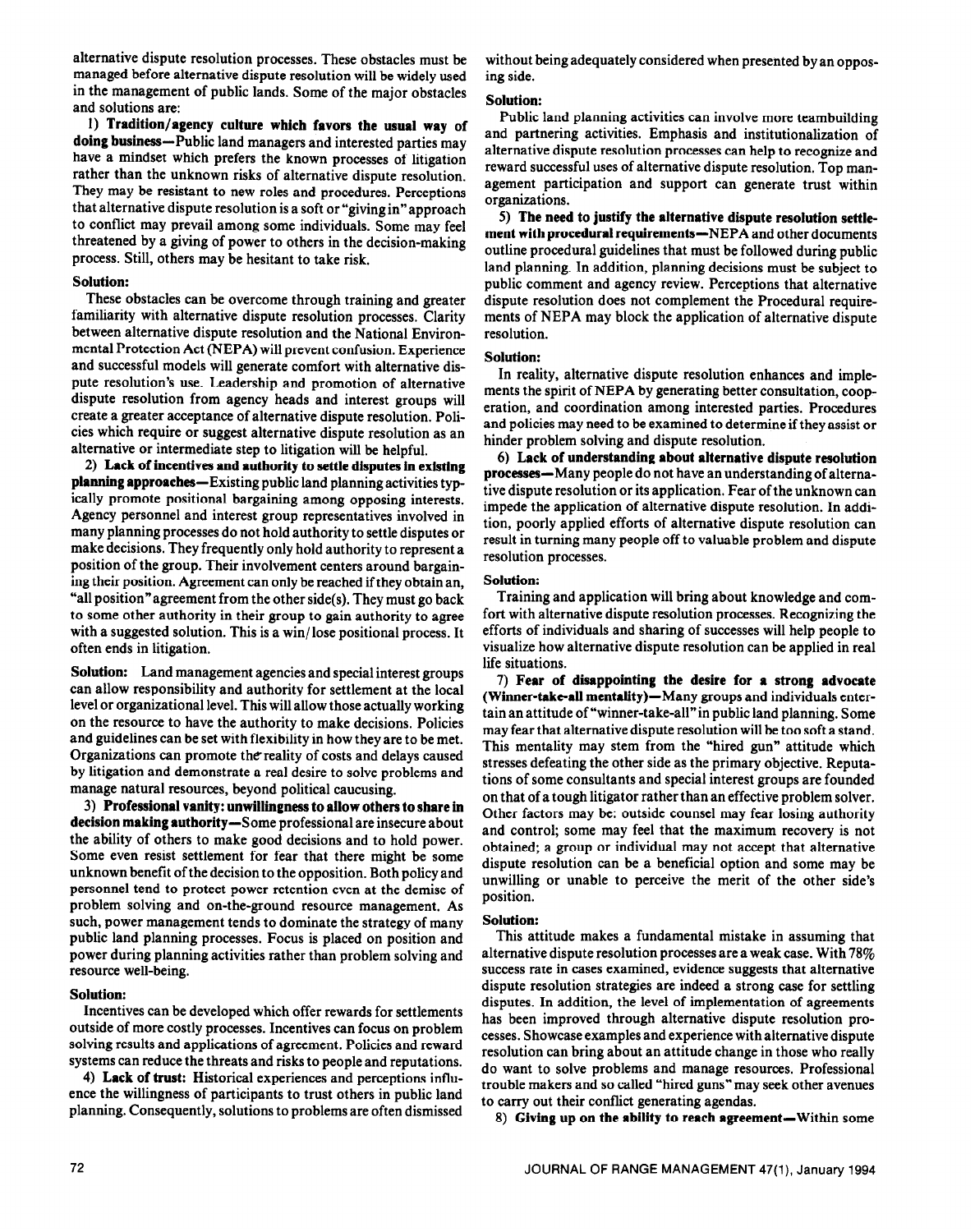alternative dispute resolution processes. These obstacles must be managed before alternative dispute resolution will be widely used in the management of public lands. Some of the major obstacles and solutions are:

1) **Tradition/agency culture which favors the usual way of doing business**—Public land managers and interested parties may have a mindset which prefers the known processes of litigation rather than the unknown risks of alternative dispute resolution. They may be resistant to new roles and procedures. Perceptions that alternative dispute resolution is a soft or "giving in" approach to conflict may prevail among some individuals. Some may feel threatened by a giving of power to others in the decision-making process. Still, others may be hesitant to take risk.

**Solution:**

These obstacles can be overcome through training and greater familiarity with alternative dispute resolution processes. Clarity between alternative dispute resolution and the National Environmental Protection Act (NEPA) will prevent confusion. Experience and successful models will generate comfort with alternative dispute resolution's use. Leadership and promotion of alternative dispute resolution from agency heads and interest groups will create a greater acceptance of alternative dispute resolution. Policies which require or suggest alternative dispute resolution as an alternative or intermediate step to litigation will be helpful.

2) **Lack of incentives and authority to settle disputes in existing planning approaches**—Existing public land planning activities typically promote positional bargaining among opposing interests. Agency personnel and interest group representatives involved in many planning processes do not hold authority to settle disputes or make decisions. They frequently only hold authority to represent a position of the group. Their involvement centers around bargaining their position. Agreement can only be reached if they obtain an, "all position" agreement from the other side(s). They must go back to some other authority in their group to gain authority to agree with a suggested solution. This is a win/lose positional process. It often ends in litigation.

**Solution:** Land management agencies and special interest groups can allow responsibility and authority for settlement at the local level or organizational level. This will allow those actually working on the resource to have the authority to make decisions. Policies and guidelines can be set with flexibility in how they are to be met. Organizations can promote the reality of costs and delays caused by litigation and demonstrate a real desire to solve problems and manage natural resources, beyond political caucusing.

3) **Professional vanity: unwillingness to allow others to share in decision making authority**—Some professional are insecure about the ability of others to make good decisions and to hold power. Some even resist settlement for fear that there might be some unknown benefit of the decision to the opposition. Both policy and personnel tend to protect power retention even at the demise of problem solving and on-the-ground resource management. As such, power management tends to dominate the strategy of many public land planning processes. Focus is placed on position and power during planning activities rather than problem solving and resource well-being.

**Solution:**

Incentives can be developed which offer rewards for settlements outside of more costly processes. Incentives can focus on problem solving results and applications of agreement. Policies and reward systems can reduce the threats and risks to people and reputations.

4) **Lack of trust:** Historical experiences and perceptions influence the willingness of participants to trust others in public land planning. Consequently, solutions to problems are often dismissed without being adequately considered when presented by an opposing side.

**Solution:**

Public land planning activities can involve more teambuilding and partnering activities. Emphasis and institutionalization of alternative dispute resolution processes can help to recognize and reward successful uses of alternative dispute resolution. Top management participation and support can generate trust within organizations.

5) **The need to justify the alternative dispute resolution settlement with procedural requirements**—NEPA and other documents outline procedural guidelines that must be followed during public land planning. In addition, planning decisions must be subject to public comment and agency review. Perceptions that alternative dispute resolution does not complement the Procedural requirements of NEPA may block the application of alternative dispute resolution.

**Solution:**

In reality, alternative dispute resolution enhances and implements the spirit of NEPA by generating better consultation, cooperation, and coordination among interested parties. Procedures and policies may need to be examined to determine if they assist or hinder problem solving and dispute resolution.

6) **Lack of understanding about alternative dispute resolution processes**—Many people do not have an understanding of alternative dispute resolution or its application. Fear of the unknown can impede the application of alternative dispute resolution. In addition, poorly applied efforts of alternative dispute resolution can result in turning many people off to valuable problem and dispute resolution processes.

**Solution:**

Training and application will bring about knowledge and comfort with alternative dispute resolution processes. Recognizing the efforts of individuals and sharing of successes will help people to visualize how alternative dispute resolution can be applied in real life situations.

7) **Fear of disappointing the desire for a strong advocate (Winner-take-all mentality)**—Many groups and individuals entertain an attitude of "winner-take-all" in public land planning. Some may fear that alternative dispute resolution will be too soft a stand. This mentality may stem from the "hired gun" attitude which stresses defeating the other side as the primary objective. Reputations of some consultants and special interest groups are founded on that of a tough litigator rather than an effective problem solver. Other factors may be: outside counsel may fear losing authority and control; some may feel that the maximum recovery is not obtained; a group or individual may not accept that alternative dispute resolution can be a beneficial option and some may be unwilling or unable to perceive the merit of the other side's position.

**Solution:**

This attitude makes a fundamental mistake in assuming that alternative dispute resolution processes are a weak case. With 78% success rate in cases examined, evidence suggests that alternative dispute resolution strategies are indeed a strong case for settling disputes. In addition, the level of implementation of agreements has been improved through alternative dispute resolution processes. Showcase examples and experience with alternative dispute resolution can bring about an attitude change in those who really do want to solve problems and manage resources. Professional trouble makers and so called "hired guns" may seek other avenues to carry out their conflict generating agendas.

8) **Giving up on the ability to reach agreement**—Within some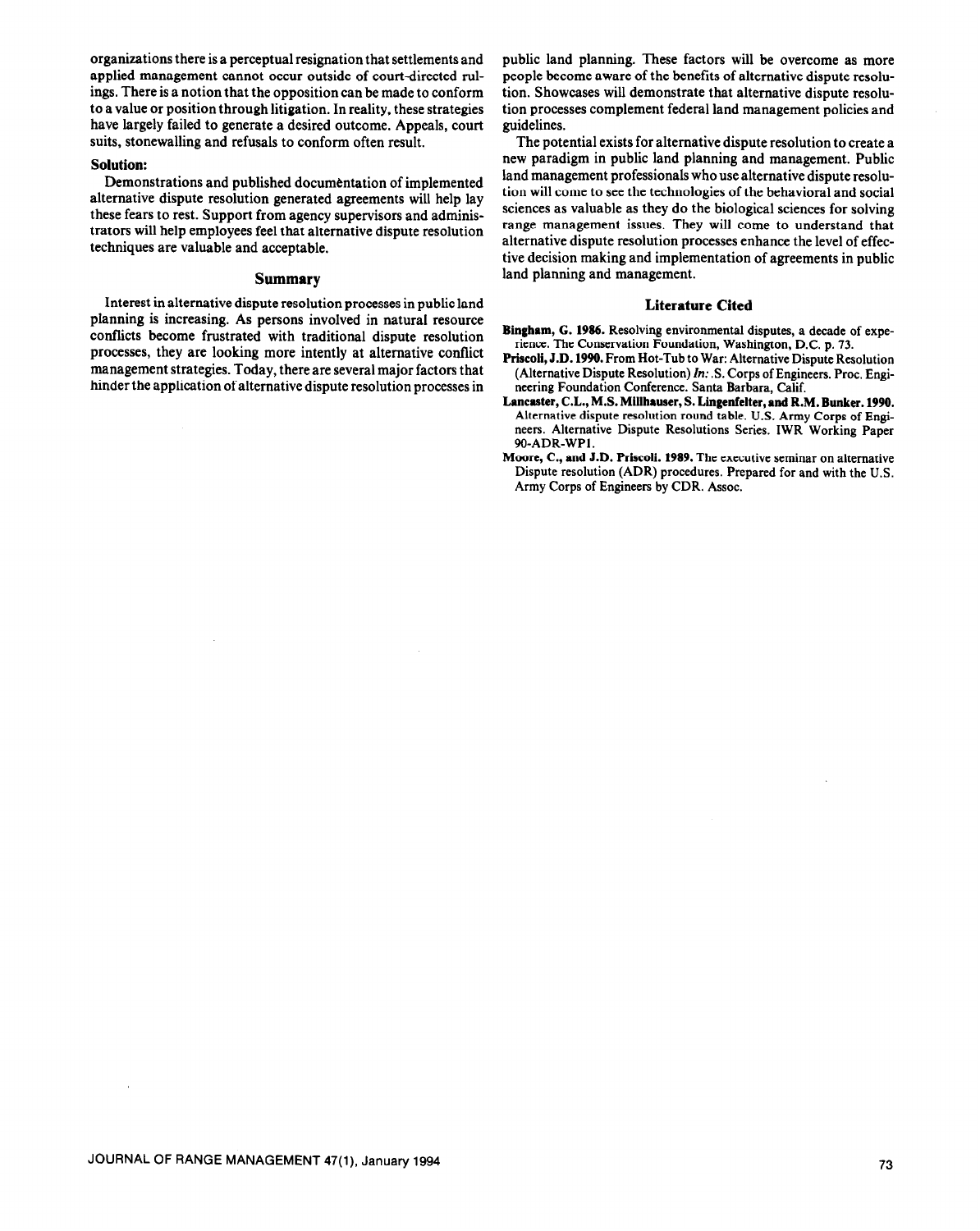organizations there is a perceptual resignation that settlements and applied management cannot occur outside of court-directed rulings. There is a notion that the opposition can be made to conform to a value or position through litigation. In reality, these strategies have largely failed to generate a desired outcome. Appeals, court suits, stonewalling and refusals to conform often result.

**Solution:**

Demonstrations and published documentation of implemented alternative dispute resolution generated agreements will help lay these fears to rest. Support from agency supervisors and administrators will help employees feel that alternative dispute resolution techniques are valuable and acceptable.

## Summary

Interest in alternative dispute resolution processes in public land planning is increasing. As persons involved in natural resource conflicts become frustrated with traditional dispute resolution processes, they are looking more intently at alternative conflict management strategies. Today, there are several major factors that hinder the application of alternative dispute resolution processes in public land planning. These factors will be overcome as more people become aware of the benefits of alternative dispute resolution. Showcases will demonstrate that alternative dispute resolution processes complement federal land management policies and guidelines.

The potential exists for alternative dispute resolution to create a new paradigm in public land planning and management. Public land management professionals who use alternative dispute resolution will come to see the technologies of the behavioral and social sciences as valuable as they do the biological sciences for solving range management issues. They will come to understand that alternative dispute resolution processes enhance the level of effective decision making and implementation of agreements in public land planning and management.

## Literature Cited

**Bingham, G. 1986.** Resolving environmental disputes, a decade of experience. The Conservation Foundation, Washington, D.C. p. 73.

**Priscoli, J.D. 1990.** From Hot-Tub to War: Alternative Dispute Resolution (Alternative Dispute Resolution) *In:* .S. Corps of Engineers. Proc. Engineering Foundation Conference. Santa Barbara, Calif.

**Lancaster, C.L., M.S. Millhauser, S. Lingenfelter, and R.M. Bunker. 1990.** Alternative dispute resolution round table. U.S. Army Corps of Engineers. Alternative Dispute Resolutions Series. IWR Working Paper 90-ADR-WP1.

**Moore, C., and J.D. Priscoli. 1989.** The executive seminar on alternative Dispute resolution (ADR) procedures. Prepared for and with the U.S. Army Corps of Engineers by CDR. Assoc.